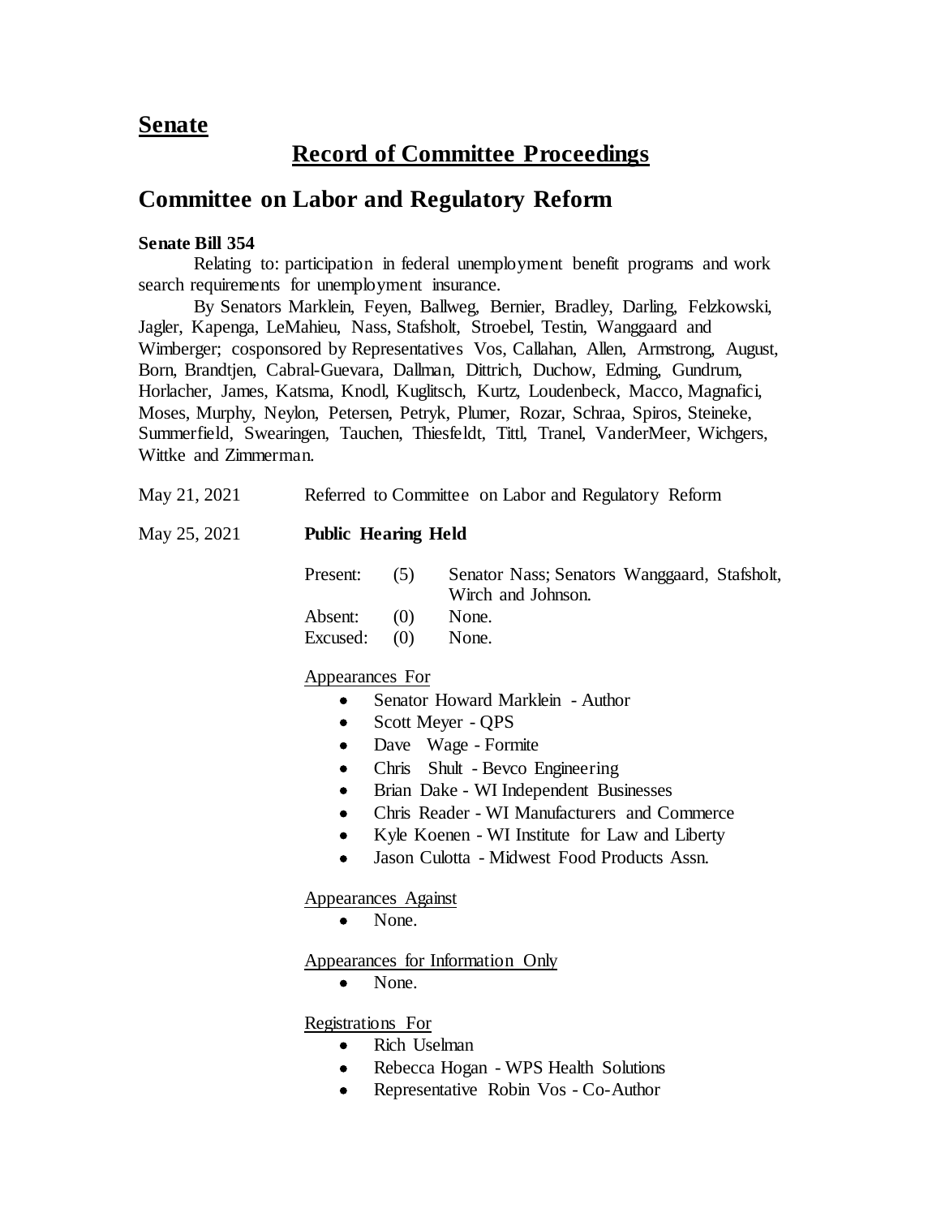## **Senate**

# Record of Committee Proceedings

## Committee on Labor and Regulatory Reform

**Senate Bill 354**

Relating to: participation in federal unemployment benefit programs and work search requirements for unemployment insurance.

By Senators Marklein, Feyen, Ballweg, Bernier, Bradley, Darling, Felzkowski, Jagler, Kapenga, LeMahieu, Nass, Stafsholt, Stroebel, Testin, Wanggaard and Wimberger; cosponsored by Representatives Vos, Callahan, Allen, Armstrong, August, Born, Brandtjen, Cabral-Guevara, Dallman, Dittrich, Duchow, Edming, Gundrum, Horlacher, James, Katsma, Knodl, Kuglitsch, Kurtz, Loudenbeck, Macco, Magnafici, Moses, Murphy, Neylon, Petersen, Petryk, Plumer, Rozar, Schraa, Spiros, Steineke, Summerfield, Swearingen, Tauchen, Thiesfeldt, Tittl, Tranel, VanderMeer, Wichgers, Wittke and Zimmerman.

May 21, 2021 Referred to Committee on Labor and Regulatory Reform

May 25, 2021 **Public Hearing Held**

| | | |
|---|---|---|
| Present: | (5) | Senator Nass; Senators Wanggaard, Stafsholt, Wirch and Johnson. |
| Absent: | (0) | None. |
| Excused: | (0) | None. |

Appearances For

- Senator Howard Marklein - Author
- Scott Meyer - QPS
- Dave Wage - Formite
- Chris Shult - Bevco Engineering
- Brian Dake - WI Independent Businesses
- Chris Reader - WI Manufacturers and Commerce
- Kyle Koenen - WI Institute for Law and Liberty
- Jason Culotta - Midwest Food Products Assn.

Appearances Against

- None.

Appearances for Information Only

- None.

Registrations For

- Rich Uselman
- Rebecca Hogan - WPS Health Solutions
- Representative Robin Vos - Co-Author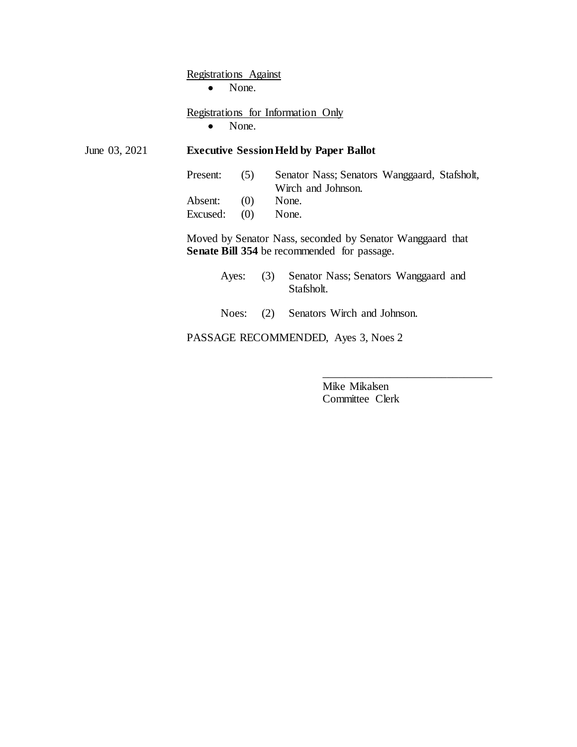Registrations Against

- None.

Registrations for Information Only

- None.

June 03, 2021 **Executive Session Held by Paper Ballot**

| | | |
|---|---|---|
| Present: | (5) | Senator Nass; Senators Wanggaard, Stafsholt, Wirch and Johnson. |
| Absent: | (0) | None. |
| Excused: | (0) | None. |

Moved by Senator Nass, seconded by Senator Wanggaard that **Senate Bill 354** be recommended for passage.

| | | |
|---|---|---|
| Ayes: | (3) | Senator Nass; Senators Wanggaard and Stafsholt. |
| Noes: | (2) | Senators Wirch and Johnson. |

PASSAGE RECOMMENDED, Ayes 3, Noes 2

______________________________

Mike Mikalsen
Committee Clerk